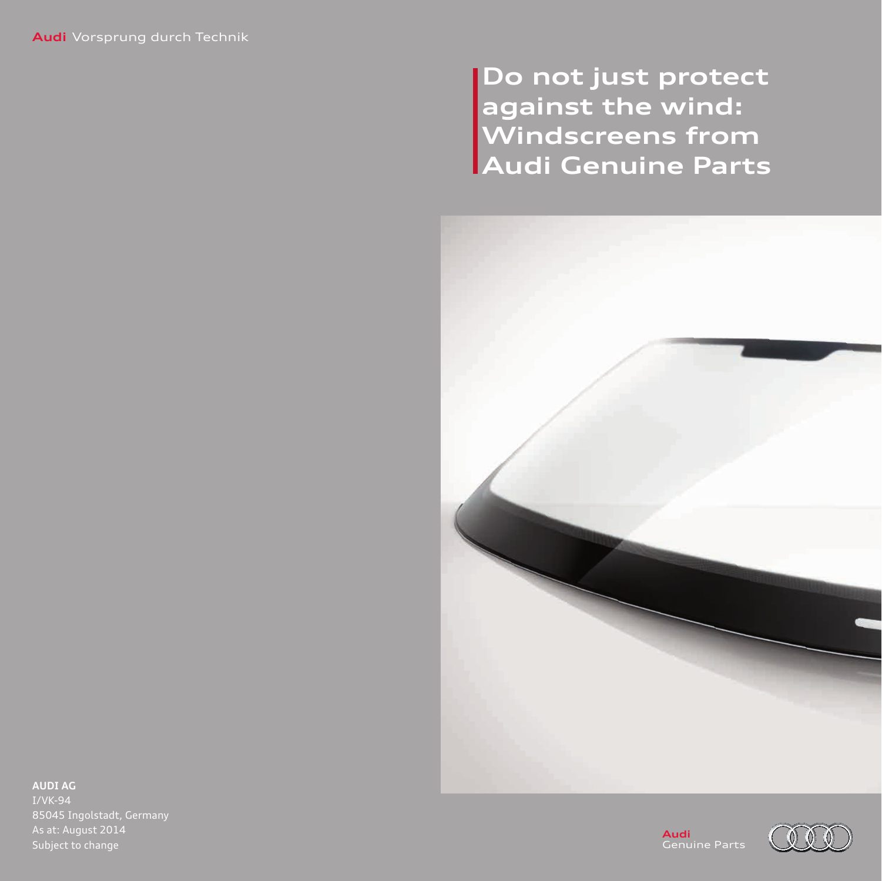Audi Vorsprung durch Technik

# Do not just protect against the wind: Windscreens from Audi Genuine Parts

**AUDI AG**
I/VK-94
85045 Ingolstadt, Germany
As at: August 2014
Subject to change

Audi
Genuine Parts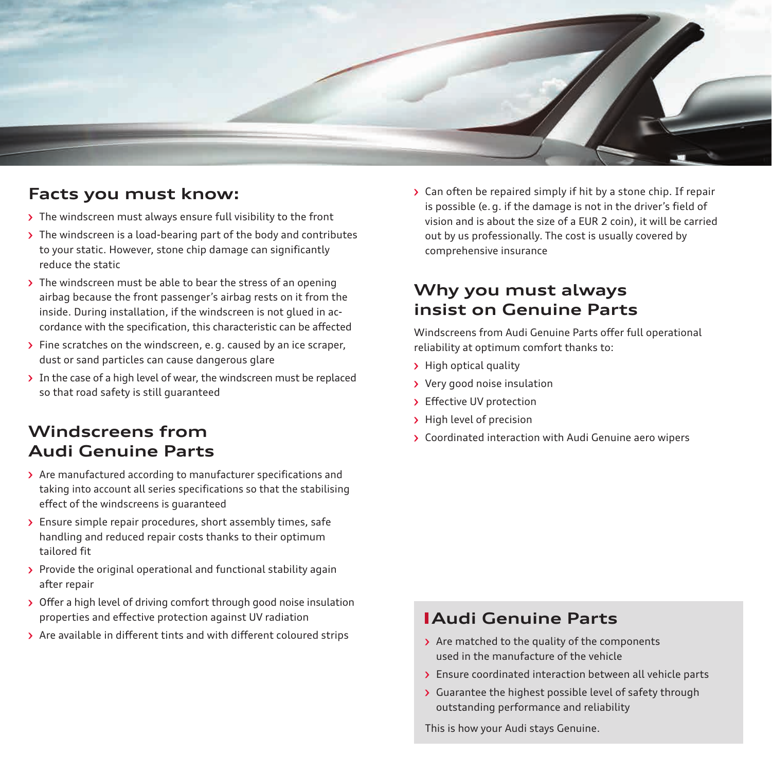## Facts you must know:

- The windscreen must always ensure full visibility to the front
- The windscreen is a load-bearing part of the body and contributes to your static. However, stone chip damage can significantly reduce the static
- The windscreen must be able to bear the stress of an opening airbag because the front passenger's airbag rests on it from the inside. During installation, if the windscreen is not glued in accordance with the specification, this characteristic can be affected
- Fine scratches on the windscreen, e. g. caused by an ice scraper, dust or sand particles can cause dangerous glare
- In the case of a high level of wear, the windscreen must be replaced so that road safety is still guaranteed

## Windscreens from Audi Genuine Parts

- Are manufactured according to manufacturer specifications and taking into account all series specifications so that the stabilising effect of the windscreens is guaranteed
- Ensure simple repair procedures, short assembly times, safe handling and reduced repair costs thanks to their optimum tailored fit
- Provide the original operational and functional stability again after repair
- Offer a high level of driving comfort through good noise insulation properties and effective protection against UV radiation
- Are available in different tints and with different coloured strips
- Can often be repaired simply if hit by a stone chip. If repair is possible (e. g. if the damage is not in the driver's field of vision and is about the size of a EUR 2 coin), it will be carried out by us professionally. The cost is usually covered by comprehensive insurance

## Why you must always insist on Genuine Parts

Windscreens from Audi Genuine Parts offer full operational reliability at optimum comfort thanks to:

- High optical quality
- Very good noise insulation
- Effective UV protection
- High level of precision
- Coordinated interaction with Audi Genuine aero wipers

## Audi Genuine Parts

- Are matched to the quality of the components used in the manufacture of the vehicle
- Ensure coordinated interaction between all vehicle parts
- Guarantee the highest possible level of safety through outstanding performance and reliability

This is how your Audi stays Genuine.